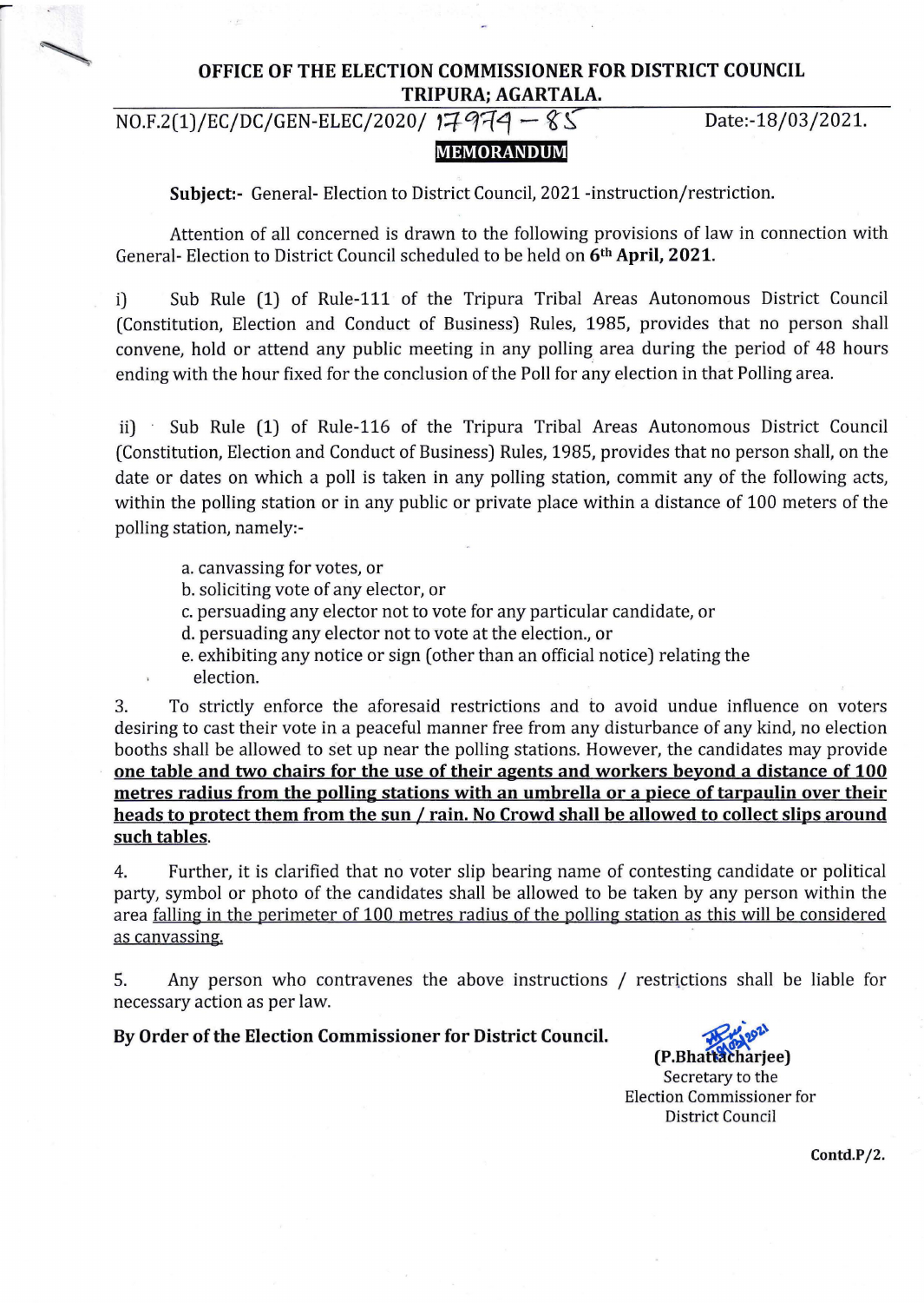**OFFICE OF THE ELECTION COMMISSIONER FOR DISTRICT COUNCIL**
**TRIPURA; AGARTALA.**

NO.F.2(1)/EC/DC/GEN-ELEC/2020/ 17974 – 85 Date:-18/03/2021.

**MEMORANDUM**

**Subject:-** General- Election to District Council, 2021 -instruction/restriction.

Attention of all concerned is drawn to the following provisions of law in connection with General- Election to District Council scheduled to be held on **6th April, 2021.**

i) Sub Rule (1) of Rule-111 of the Tripura Tribal Areas Autonomous District Council (Constitution, Election and Conduct of Business) Rules, 1985, provides that no person shall convene, hold or attend any public meeting in any polling area during the period of 48 hours ending with the hour fixed for the conclusion of the Poll for any election in that Polling area.

ii) Sub Rule (1) of Rule-116 of the Tripura Tribal Areas Autonomous District Council (Constitution, Election and Conduct of Business) Rules, 1985, provides that no person shall, on the date or dates on which a poll is taken in any polling station, commit any of the following acts, within the polling station or in any public or private place within a distance of 100 meters of the polling station, namely:-

a. canvassing for votes, or
b. soliciting vote of any elector, or
c. persuading any elector not to vote for any particular candidate, or
d. persuading any elector not to vote at the election., or
e. exhibiting any notice or sign (other than an official notice) relating the election.

3. To strictly enforce the aforesaid restrictions and to avoid undue influence on voters desiring to cast their vote in a peaceful manner free from any disturbance of any kind, no election booths shall be allowed to set up near the polling stations. However, the candidates may provide **one table and two chairs for the use of their agents and workers beyond a distance of 100 metres radius from the polling stations with an umbrella or a piece of tarpaulin over their heads to protect them from the sun / rain. No Crowd shall be allowed to collect slips around such tables**.

4. Further, it is clarified that no voter slip bearing name of contesting candidate or political party, symbol or photo of the candidates shall be allowed to be taken by any person within the area falling in the perimeter of 100 metres radius of the polling station as this will be considered as canvassing.

5. Any person who contravenes the above instructions / restrictions shall be liable for necessary action as per law.

**By Order of the Election Commissioner for District Council.**

**(P.Bhattacharjee)**
Secretary to the
Election Commissioner for
District Council

**Contd.P/2.**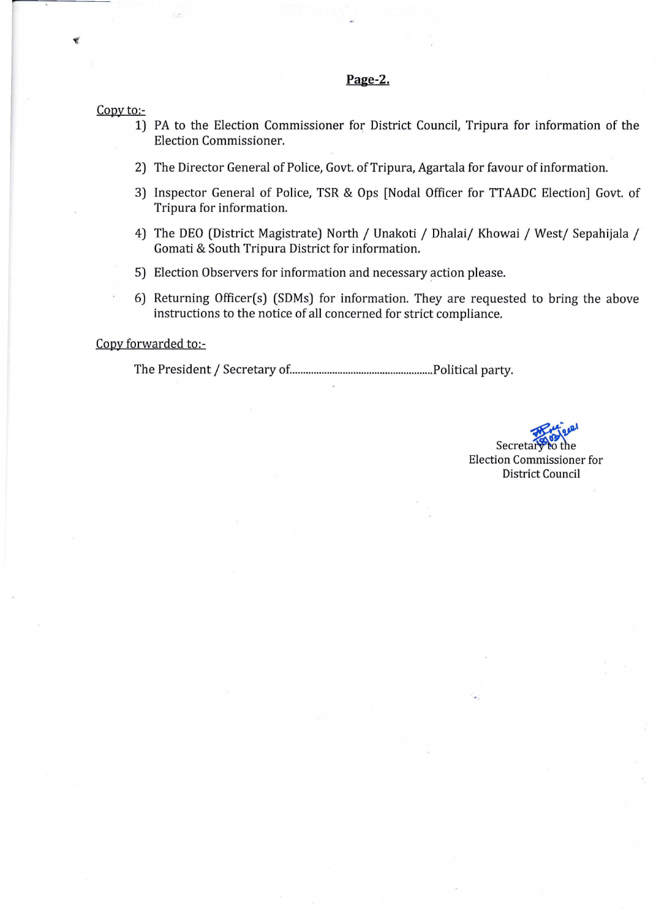**Page-2.**

Copy to:-

1) PA to the Election Commissioner for District Council, Tripura for information of the Election Commissioner.
2) The Director General of Police, Govt. of Tripura, Agartala for favour of information.
3) Inspector General of Police, TSR & Ops [Nodal Officer for TTAADC Election] Govt. of Tripura for information.
4) The DEO (District Magistrate) North / Unakoti / Dhalai/ Khowai / West/ Sepahijala / Gomati & South Tripura District for information.
5) Election Observers for information and necessary action please.
6) Returning Officer(s) (SDMs) for information. They are requested to bring the above instructions to the notice of all concerned for strict compliance.

Copy forwarded to:-

The President / Secretary of......................................................Political party.

Secretary to the
Election Commissioner for
District Council